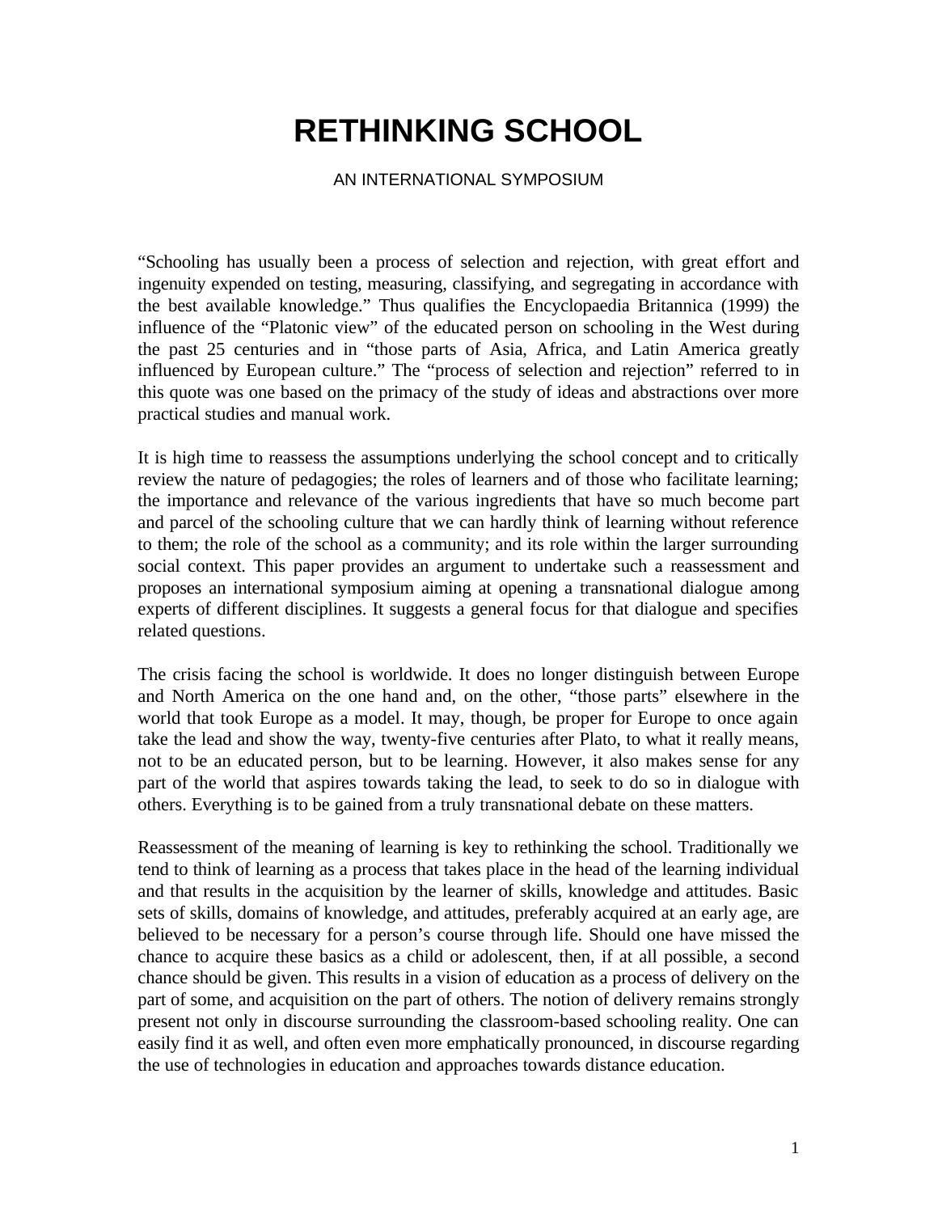# RETHINKING SCHOOL

AN INTERNATIONAL SYMPOSIUM

"Schooling has usually been a process of selection and rejection, with great effort and ingenuity expended on testing, measuring, classifying, and segregating in accordance with the best available knowledge." Thus qualifies the Encyclopaedia Britannica (1999) the influence of the "Platonic view" of the educated person on schooling in the West during the past 25 centuries and in "those parts of Asia, Africa, and Latin America greatly influenced by European culture." The "process of selection and rejection" referred to in this quote was one based on the primacy of the study of ideas and abstractions over more practical studies and manual work.

It is high time to reassess the assumptions underlying the school concept and to critically review the nature of pedagogies; the roles of learners and of those who facilitate learning; the importance and relevance of the various ingredients that have so much become part and parcel of the schooling culture that we can hardly think of learning without reference to them; the role of the school as a community; and its role within the larger surrounding social context. This paper provides an argument to undertake such a reassessment and proposes an international symposium aiming at opening a transnational dialogue among experts of different disciplines. It suggests a general focus for that dialogue and specifies related questions.

The crisis facing the school is worldwide. It does no longer distinguish between Europe and North America on the one hand and, on the other, "those parts" elsewhere in the world that took Europe as a model. It may, though, be proper for Europe to once again take the lead and show the way, twenty-five centuries after Plato, to what it really means, not to be an educated person, but to be learning. However, it also makes sense for any part of the world that aspires towards taking the lead, to seek to do so in dialogue with others. Everything is to be gained from a truly transnational debate on these matters.

Reassessment of the meaning of learning is key to rethinking the school. Traditionally we tend to think of learning as a process that takes place in the head of the learning individual and that results in the acquisition by the learner of skills, knowledge and attitudes. Basic sets of skills, domains of knowledge, and attitudes, preferably acquired at an early age, are believed to be necessary for a person's course through life. Should one have missed the chance to acquire these basics as a child or adolescent, then, if at all possible, a second chance should be given. This results in a vision of education as a process of delivery on the part of some, and acquisition on the part of others. The notion of delivery remains strongly present not only in discourse surrounding the classroom-based schooling reality. One can easily find it as well, and often even more emphatically pronounced, in discourse regarding the use of technologies in education and approaches towards distance education.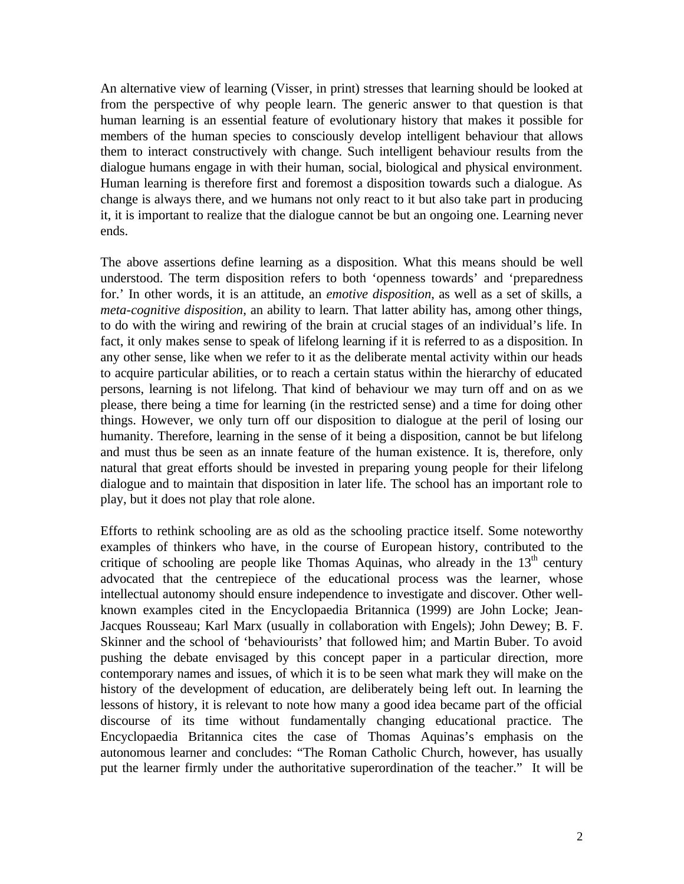An alternative view of learning (Visser, in print) stresses that learning should be looked at from the perspective of why people learn. The generic answer to that question is that human learning is an essential feature of evolutionary history that makes it possible for members of the human species to consciously develop intelligent behaviour that allows them to interact constructively with change. Such intelligent behaviour results from the dialogue humans engage in with their human, social, biological and physical environment. Human learning is therefore first and foremost a disposition towards such a dialogue. As change is always there, and we humans not only react to it but also take part in producing it, it is important to realize that the dialogue cannot be but an ongoing one. Learning never ends.

The above assertions define learning as a disposition. What this means should be well understood. The term disposition refers to both 'openness towards' and 'preparedness for.' In other words, it is an attitude, an *emotive disposition*, as well as a set of skills, a *meta-cognitive disposition*, an ability to learn. That latter ability has, among other things, to do with the wiring and rewiring of the brain at crucial stages of an individual's life. In fact, it only makes sense to speak of lifelong learning if it is referred to as a disposition. In any other sense, like when we refer to it as the deliberate mental activity within our heads to acquire particular abilities, or to reach a certain status within the hierarchy of educated persons, learning is not lifelong. That kind of behaviour we may turn off and on as we please, there being a time for learning (in the restricted sense) and a time for doing other things. However, we only turn off our disposition to dialogue at the peril of losing our humanity. Therefore, learning in the sense of it being a disposition, cannot be but lifelong and must thus be seen as an innate feature of the human existence. It is, therefore, only natural that great efforts should be invested in preparing young people for their lifelong dialogue and to maintain that disposition in later life. The school has an important role to play, but it does not play that role alone.

Efforts to rethink schooling are as old as the schooling practice itself. Some noteworthy examples of thinkers who have, in the course of European history, contributed to the critique of schooling are people like Thomas Aquinas, who already in the 13th century advocated that the centrepiece of the educational process was the learner, whose intellectual autonomy should ensure independence to investigate and discover. Other well-known examples cited in the Encyclopaedia Britannica (1999) are John Locke; Jean-Jacques Rousseau; Karl Marx (usually in collaboration with Engels); John Dewey; B. F. Skinner and the school of 'behaviourists' that followed him; and Martin Buber. To avoid pushing the debate envisaged by this concept paper in a particular direction, more contemporary names and issues, of which it is to be seen what mark they will make on the history of the development of education, are deliberately being left out. In learning the lessons of history, it is relevant to note how many a good idea became part of the official discourse of its time without fundamentally changing educational practice. The Encyclopaedia Britannica cites the case of Thomas Aquinas's emphasis on the autonomous learner and concludes: "The Roman Catholic Church, however, has usually put the learner firmly under the authoritative superordination of the teacher." It will be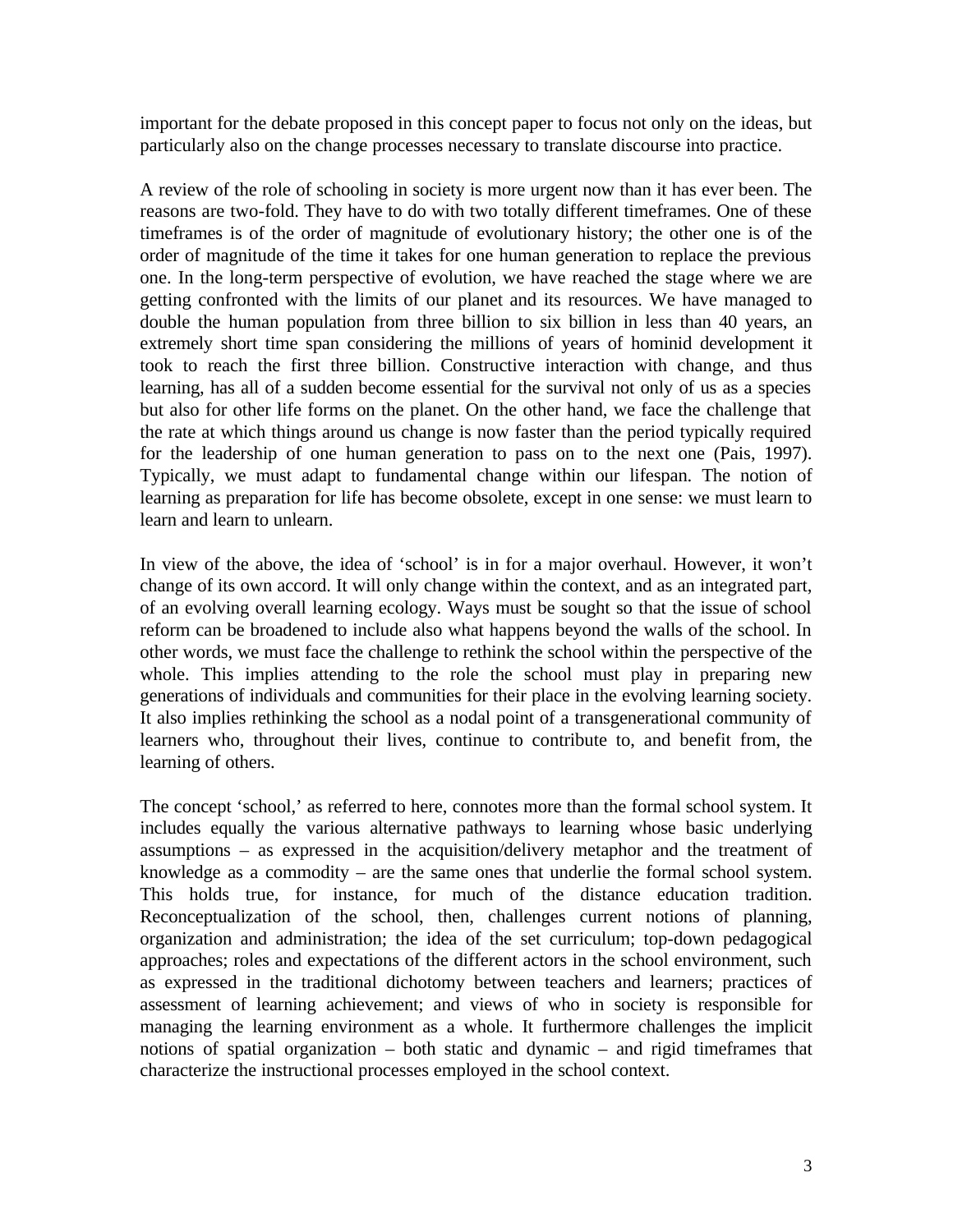important for the debate proposed in this concept paper to focus not only on the ideas, but particularly also on the change processes necessary to translate discourse into practice.

A review of the role of schooling in society is more urgent now than it has ever been. The reasons are two-fold. They have to do with two totally different timeframes. One of these timeframes is of the order of magnitude of evolutionary history; the other one is of the order of magnitude of the time it takes for one human generation to replace the previous one. In the long-term perspective of evolution, we have reached the stage where we are getting confronted with the limits of our planet and its resources. We have managed to double the human population from three billion to six billion in less than 40 years, an extremely short time span considering the millions of years of hominid development it took to reach the first three billion. Constructive interaction with change, and thus learning, has all of a sudden become essential for the survival not only of us as a species but also for other life forms on the planet. On the other hand, we face the challenge that the rate at which things around us change is now faster than the period typically required for the leadership of one human generation to pass on to the next one (Pais, 1997). Typically, we must adapt to fundamental change within our lifespan. The notion of learning as preparation for life has become obsolete, except in one sense: we must learn to learn and learn to unlearn.

In view of the above, the idea of 'school' is in for a major overhaul. However, it won't change of its own accord. It will only change within the context, and as an integrated part, of an evolving overall learning ecology. Ways must be sought so that the issue of school reform can be broadened to include also what happens beyond the walls of the school. In other words, we must face the challenge to rethink the school within the perspective of the whole. This implies attending to the role the school must play in preparing new generations of individuals and communities for their place in the evolving learning society. It also implies rethinking the school as a nodal point of a transgenerational community of learners who, throughout their lives, continue to contribute to, and benefit from, the learning of others.

The concept 'school,' as referred to here, connotes more than the formal school system. It includes equally the various alternative pathways to learning whose basic underlying assumptions – as expressed in the acquisition/delivery metaphor and the treatment of knowledge as a commodity – are the same ones that underlie the formal school system. This holds true, for instance, for much of the distance education tradition. Reconceptualization of the school, then, challenges current notions of planning, organization and administration; the idea of the set curriculum; top-down pedagogical approaches; roles and expectations of the different actors in the school environment, such as expressed in the traditional dichotomy between teachers and learners; practices of assessment of learning achievement; and views of who in society is responsible for managing the learning environment as a whole. It furthermore challenges the implicit notions of spatial organization – both static and dynamic – and rigid timeframes that characterize the instructional processes employed in the school context.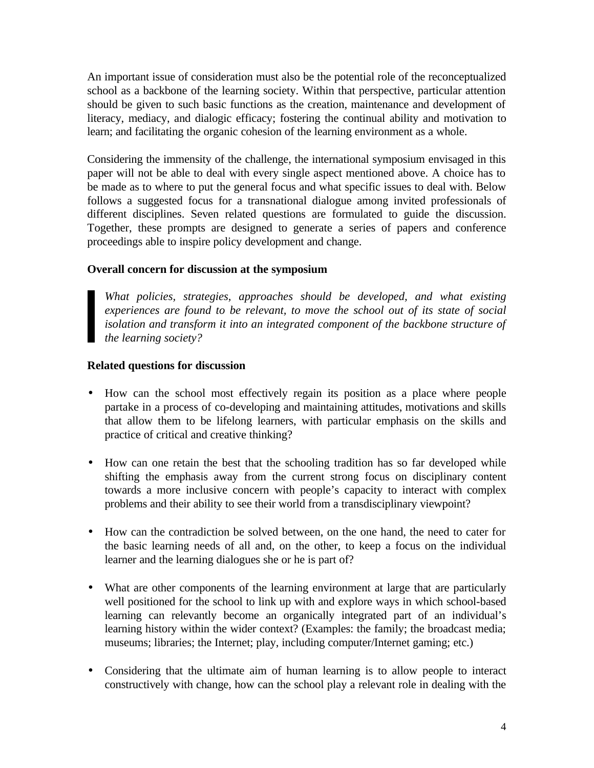An important issue of consideration must also be the potential role of the reconceptualized school as a backbone of the learning society. Within that perspective, particular attention should be given to such basic functions as the creation, maintenance and development of literacy, mediacy, and dialogic efficacy; fostering the continual ability and motivation to learn; and facilitating the organic cohesion of the learning environment as a whole.

Considering the immensity of the challenge, the international symposium envisaged in this paper will not be able to deal with every single aspect mentioned above. A choice has to be made as to where to put the general focus and what specific issues to deal with. Below follows a suggested focus for a transnational dialogue among invited professionals of different disciplines. Seven related questions are formulated to guide the discussion. Together, these prompts are designed to generate a series of papers and conference proceedings able to inspire policy development and change.

**Overall concern for discussion at the symposium**

> *What policies, strategies, approaches should be developed, and what existing experiences are found to be relevant, to move the school out of its state of social isolation and transform it into an integrated component of the backbone structure of the learning society?*

**Related questions for discussion**

- How can the school most effectively regain its position as a place where people partake in a process of co-developing and maintaining attitudes, motivations and skills that allow them to be lifelong learners, with particular emphasis on the skills and practice of critical and creative thinking?

- How can one retain the best that the schooling tradition has so far developed while shifting the emphasis away from the current strong focus on disciplinary content towards a more inclusive concern with people's capacity to interact with complex problems and their ability to see their world from a transdisciplinary viewpoint?

- How can the contradiction be solved between, on the one hand, the need to cater for the basic learning needs of all and, on the other, to keep a focus on the individual learner and the learning dialogues she or he is part of?

- What are other components of the learning environment at large that are particularly well positioned for the school to link up with and explore ways in which school-based learning can relevantly become an organically integrated part of an individual's learning history within the wider context? (Examples: the family; the broadcast media; museums; libraries; the Internet; play, including computer/Internet gaming; etc.)

- Considering that the ultimate aim of human learning is to allow people to interact constructively with change, how can the school play a relevant role in dealing with the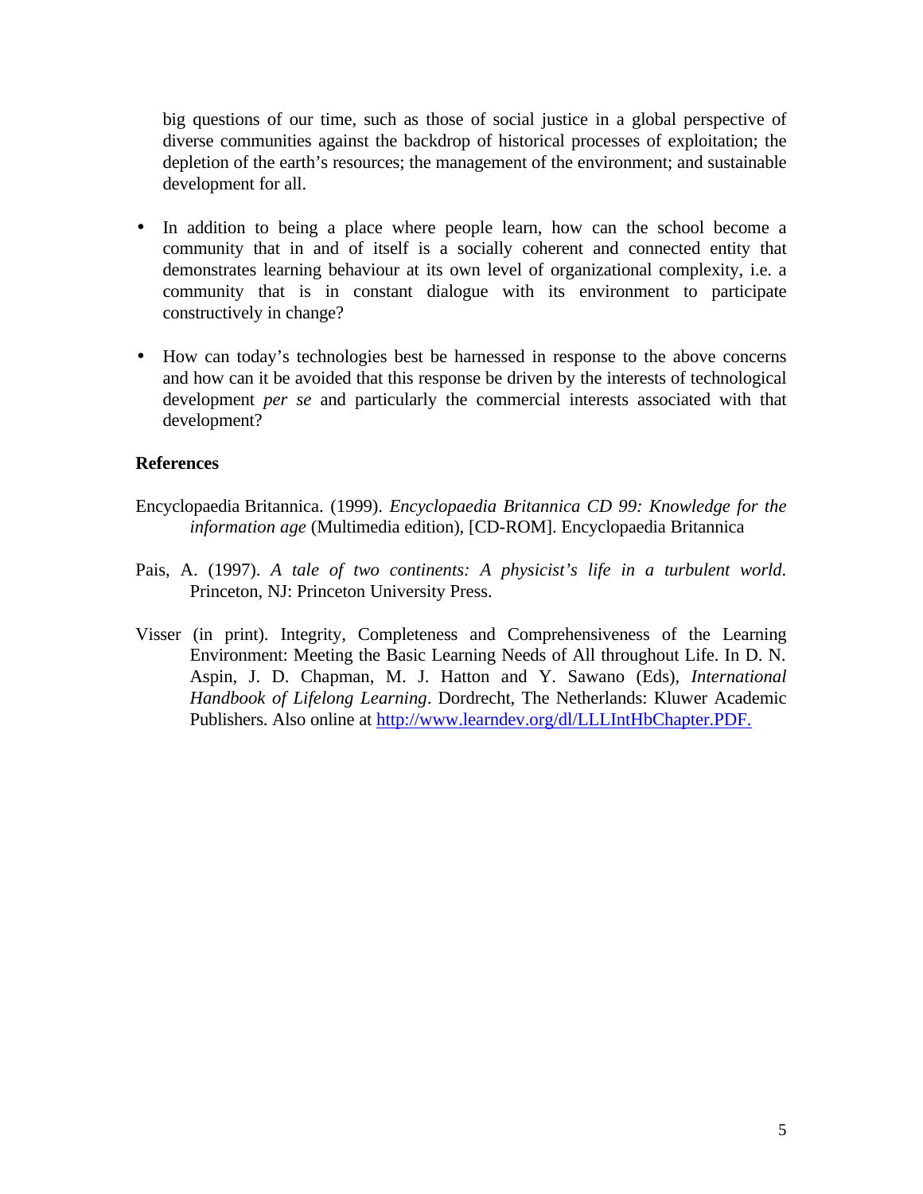big questions of our time, such as those of social justice in a global perspective of diverse communities against the backdrop of historical processes of exploitation; the depletion of the earth's resources; the management of the environment; and sustainable development for all.

- In addition to being a place where people learn, how can the school become a community that in and of itself is a socially coherent and connected entity that demonstrates learning behaviour at its own level of organizational complexity, i.e. a community that is in constant dialogue with its environment to participate constructively in change?

- How can today's technologies best be harnessed in response to the above concerns and how can it be avoided that this response be driven by the interests of technological development *per se* and particularly the commercial interests associated with that development?

**References**

Encyclopaedia Britannica. (1999). *Encyclopaedia Britannica CD 99: Knowledge for the information age* (Multimedia edition), [CD-ROM]. Encyclopaedia Britannica

Pais, A. (1997). *A tale of two continents: A physicist's life in a turbulent world*. Princeton, NJ: Princeton University Press.

Visser (in print). Integrity, Completeness and Comprehensiveness of the Learning Environment: Meeting the Basic Learning Needs of All throughout Life. In D. N. Aspin, J. D. Chapman, M. J. Hatton and Y. Sawano (Eds), *International Handbook of Lifelong Learning*. Dordrecht, The Netherlands: Kluwer Academic Publishers. Also online at http://www.learndev.org/dl/LLLIntHbChapter.PDF.